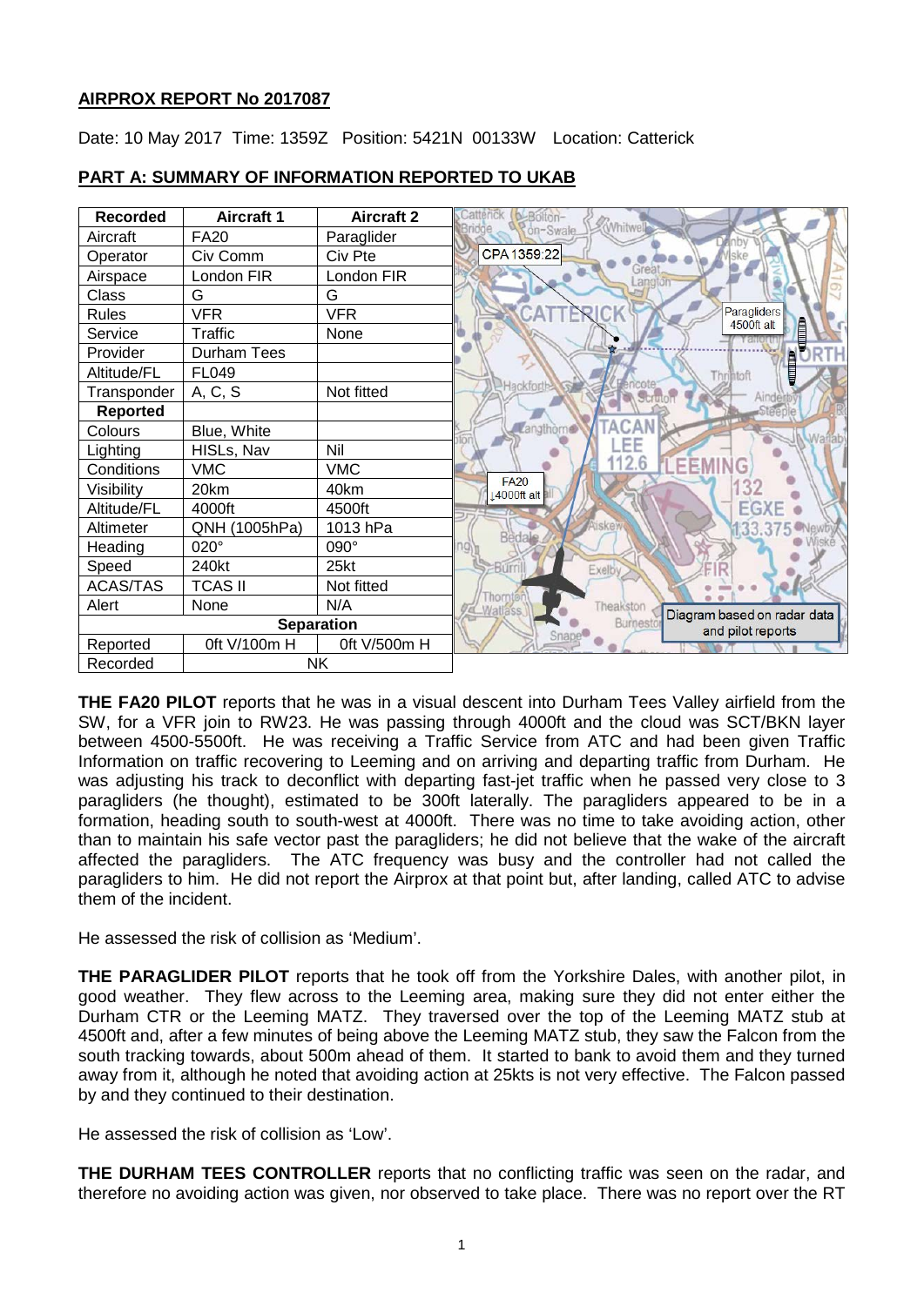**AIRPROX REPORT No 2017087**

Date: 10 May 2017 Time: 1359Z Position: 5421N 00133W Location: Catterick

**PART A: SUMMARY OF INFORMATION REPORTED TO UKAB**

| Recorded | Aircraft 1 | Aircraft 2 |
|---|---|---|
| Aircraft | FA20 | Paraglider |
| Operator | Civ Comm | Civ Pte |
| Airspace | London FIR | London FIR |
| Class | G | G |
| Rules | VFR | VFR |
| Service | Traffic | None |
| Provider | Durham Tees | |
| Altitude/FL | FL049 | |
| Transponder | A, C, S | Not fitted |
| **Reported** | | |
| Colours | Blue, White | |
| Lighting | HISLs, Nav | Nil |
| Conditions | VMC | VMC |
| Visibility | 20km | 40km |
| Altitude/FL | 4000ft | 4500ft |
| Altimeter | QNH (1005hPa) | 1013 hPa |
| Heading | 020° | 090° |
| Speed | 240kt | 25kt |
| ACAS/TAS | TCAS II | Not fitted |
| Alert | None | N/A |
| **Separation** | | |
| Reported | 0ft V/100m H | 0ft V/500m H |
| Recorded | NK | |

CPA 1359:22 · Paragliders 4500ft alt · FA20 ↓4000ft alt

Diagram based on radar data and pilot reports

**THE FA20 PILOT** reports that he was in a visual descent into Durham Tees Valley airfield from the SW, for a VFR join to RW23. He was passing through 4000ft and the cloud was SCT/BKN layer between 4500-5500ft. He was receiving a Traffic Service from ATC and had been given Traffic Information on traffic recovering to Leeming and on arriving and departing traffic from Durham. He was adjusting his track to deconflict with departing fast-jet traffic when he passed very close to 3 paragliders (he thought), estimated to be 300ft laterally. The paragliders appeared to be in a formation, heading south to south-west at 4000ft. There was no time to take avoiding action, other than to maintain his safe vector past the paragliders; he did not believe that the wake of the aircraft affected the paragliders. The ATC frequency was busy and the controller had not called the paragliders to him. He did not report the Airprox at that point but, after landing, called ATC to advise them of the incident.

He assessed the risk of collision as 'Medium'.

**THE PARAGLIDER PILOT** reports that he took off from the Yorkshire Dales, with another pilot, in good weather. They flew across to the Leeming area, making sure they did not enter either the Durham CTR or the Leeming MATZ. They traversed over the top of the Leeming MATZ stub at 4500ft and, after a few minutes of being above the Leeming MATZ stub, they saw the Falcon from the south tracking towards, about 500m ahead of them. It started to bank to avoid them and they turned away from it, although he noted that avoiding action at 25kts is not very effective. The Falcon passed by and they continued to their destination.

He assessed the risk of collision as 'Low'.

**THE DURHAM TEES CONTROLLER** reports that no conflicting traffic was seen on the radar, and therefore no avoiding action was given, nor observed to take place. There was no report over the RT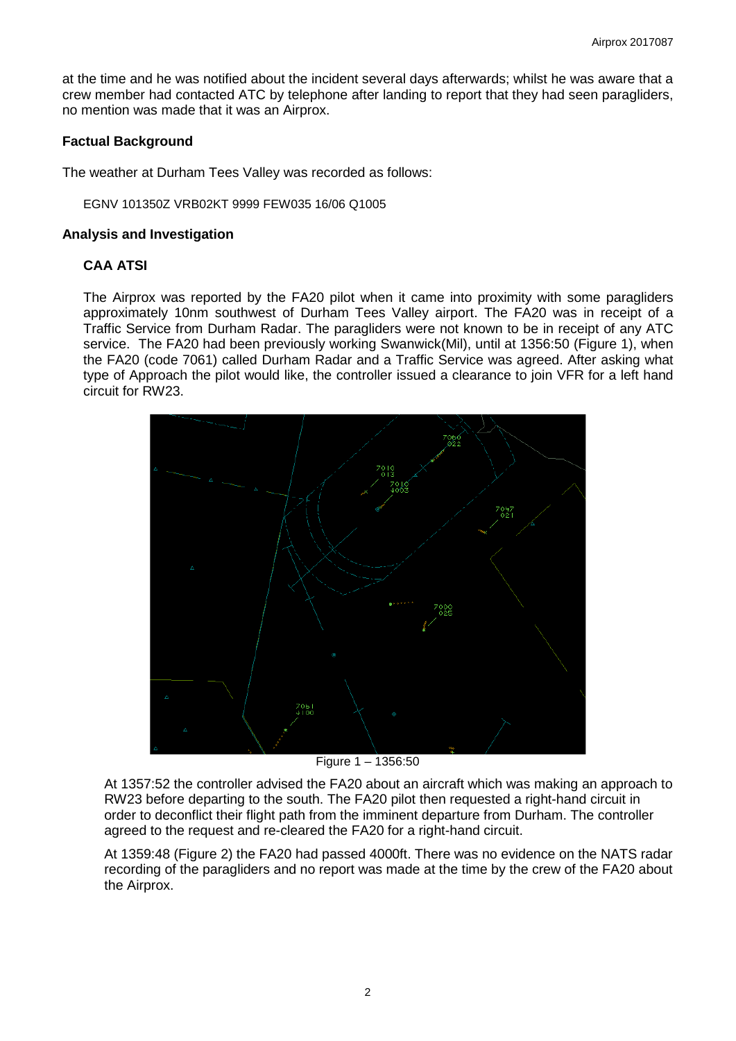at the time and he was notified about the incident several days afterwards; whilst he was aware that a crew member had contacted ATC by telephone after landing to report that they had seen paragliders, no mention was made that it was an Airprox.

## Factual Background

The weather at Durham Tees Valley was recorded as follows:

EGNV 101350Z VRB02KT 9999 FEW035 16/06 Q1005

## Analysis and Investigation

### CAA ATSI

The Airprox was reported by the FA20 pilot when it came into proximity with some paragliders approximately 10nm southwest of Durham Tees Valley airport. The FA20 was in receipt of a Traffic Service from Durham Radar. The paragliders were not known to be in receipt of any ATC service. The FA20 had been previously working Swanwick(Mil), until at 1356:50 (Figure 1), when the FA20 (code 7061) called Durham Radar and a Traffic Service was agreed. After asking what type of Approach the pilot would like, the controller issued a clearance to join VFR for a left hand circuit for RW23.

Figure 1 – 1356:50

At 1357:52 the controller advised the FA20 about an aircraft which was making an approach to RW23 before departing to the south. The FA20 pilot then requested a right-hand circuit in order to deconflict their flight path from the imminent departure from Durham. The controller agreed to the request and re-cleared the FA20 for a right-hand circuit.

At 1359:48 (Figure 2) the FA20 had passed 4000ft. There was no evidence on the NATS radar recording of the paragliders and no report was made at the time by the crew of the FA20 about the Airprox.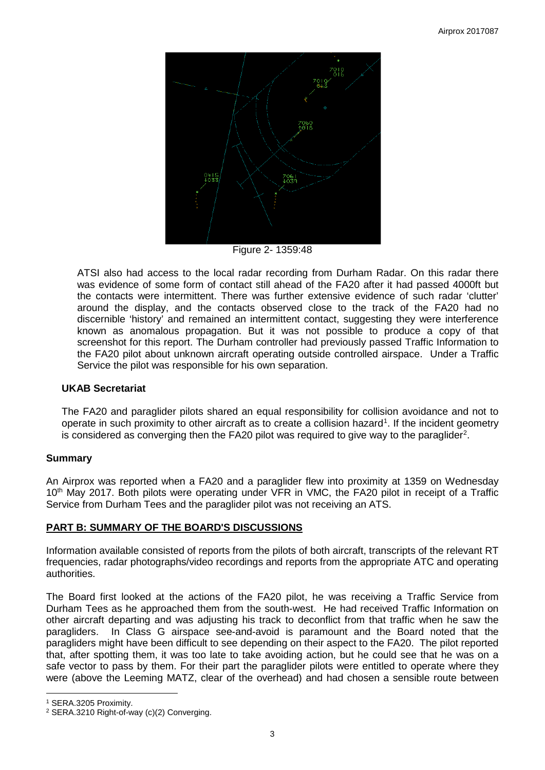Figure 2- 1359:48

ATSI also had access to the local radar recording from Durham Radar. On this radar there was evidence of some form of contact still ahead of the FA20 after it had passed 4000ft but the contacts were intermittent. There was further extensive evidence of such radar 'clutter' around the display, and the contacts observed close to the track of the FA20 had no discernible 'history' and remained an intermittent contact, suggesting they were interference known as anomalous propagation. But it was not possible to produce a copy of that screenshot for this report. The Durham controller had previously passed Traffic Information to the FA20 pilot about unknown aircraft operating outside controlled airspace. Under a Traffic Service the pilot was responsible for his own separation.

### UKAB Secretariat

The FA20 and paraglider pilots shared an equal responsibility for collision avoidance and not to operate in such proximity to other aircraft as to create a collision hazard[1]. If the incident geometry is considered as converging then the FA20 pilot was required to give way to the paraglider[2].

## Summary

An Airprox was reported when a FA20 and a paraglider flew into proximity at 1359 on Wednesday 10th May 2017. Both pilots were operating under VFR in VMC, the FA20 pilot in receipt of a Traffic Service from Durham Tees and the paraglider pilot was not receiving an ATS.

## PART B: SUMMARY OF THE BOARD'S DISCUSSIONS

Information available consisted of reports from the pilots of both aircraft, transcripts of the relevant RT frequencies, radar photographs/video recordings and reports from the appropriate ATC and operating authorities.

The Board first looked at the actions of the FA20 pilot, he was receiving a Traffic Service from Durham Tees as he approached them from the south-west. He had received Traffic Information on other aircraft departing and was adjusting his track to deconflict from that traffic when he saw the paragliders. In Class G airspace see-and-avoid is paramount and the Board noted that the paragliders might have been difficult to see depending on their aspect to the FA20. The pilot reported that, after spotting them, it was too late to take avoiding action, but he could see that he was on a safe vector to pass by them. For their part the paraglider pilots were entitled to operate where they were (above the Leeming MATZ, clear of the overhead) and had chosen a sensible route between

[1] SERA.3205 Proximity.

[2] SERA.3210 Right-of-way (c)(2) Converging.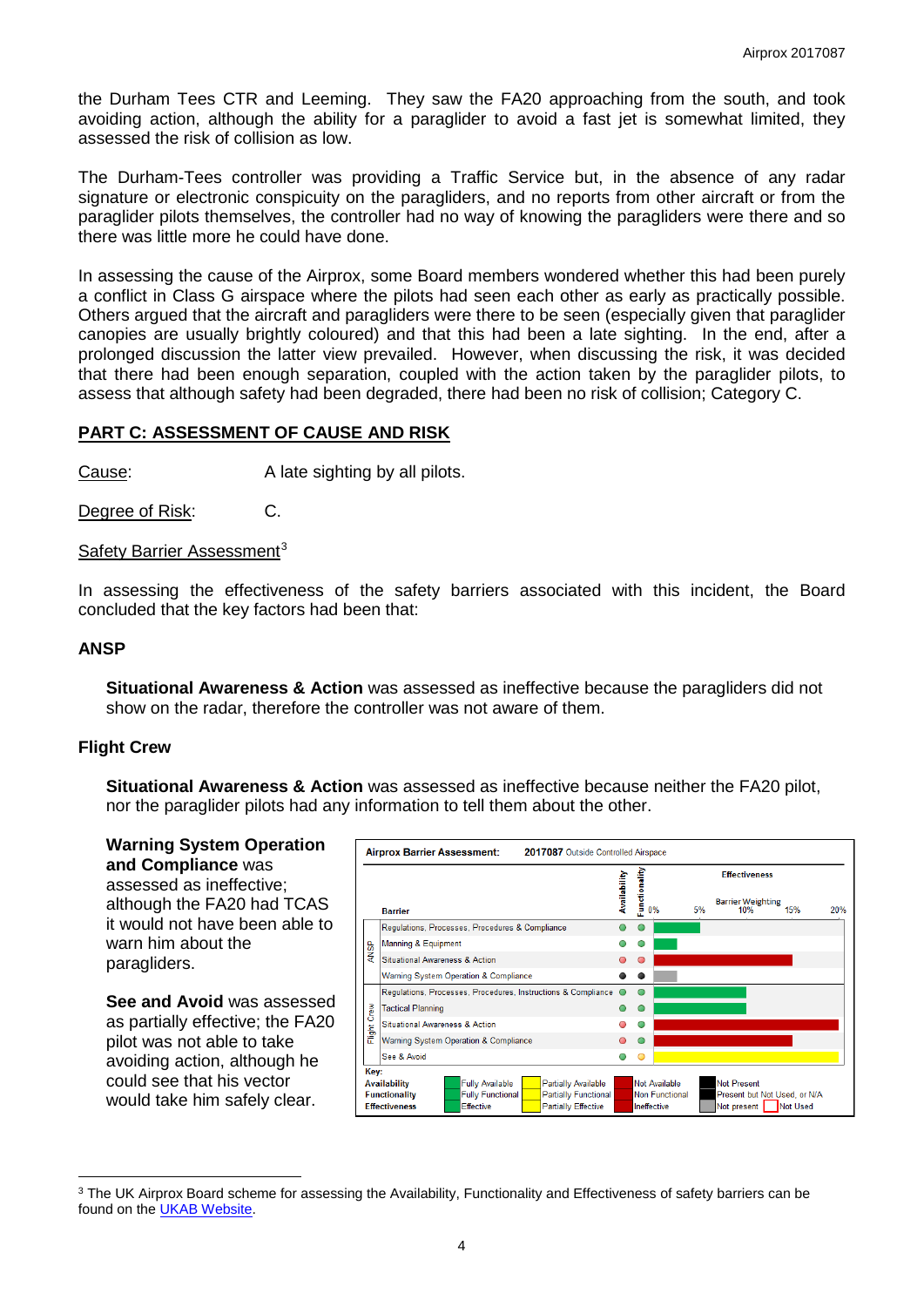the Durham Tees CTR and Leeming. They saw the FA20 approaching from the south, and took avoiding action, although the ability for a paraglider to avoid a fast jet is somewhat limited, they assessed the risk of collision as low.

The Durham-Tees controller was providing a Traffic Service but, in the absence of any radar signature or electronic conspicuity on the paragliders, and no reports from other aircraft or from the paraglider pilots themselves, the controller had no way of knowing the paragliders were there and so there was little more he could have done.

In assessing the cause of the Airprox, some Board members wondered whether this had been purely a conflict in Class G airspace where the pilots had seen each other as early as practically possible. Others argued that the aircraft and paragliders were there to be seen (especially given that paraglider canopies are usually brightly coloured) and that this had been a late sighting. In the end, after a prolonged discussion the latter view prevailed. However, when discussing the risk, it was decided that there had been enough separation, coupled with the action taken by the paraglider pilots, to assess that although safety had been degraded, there had been no risk of collision; Category C.

## PART C: ASSESSMENT OF CAUSE AND RISK

Cause: A late sighting by all pilots.

Degree of Risk: C.

Safety Barrier Assessment[3]

In assessing the effectiveness of the safety barriers associated with this incident, the Board concluded that the key factors had been that:

### ANSP

**Situational Awareness & Action** was assessed as ineffective because the paragliders did not show on the radar, therefore the controller was not aware of them.

### Flight Crew

**Situational Awareness & Action** was assessed as ineffective because neither the FA20 pilot, nor the paraglider pilots had any information to tell them about the other.

**Warning System Operation and Compliance** was assessed as ineffective; although the FA20 had TCAS it would not have been able to warn him about the paragliders.

**See and Avoid** was assessed as partially effective; the FA20 pilot was not able to take avoiding action, although he could see that his vector would take him safely clear.

Airprox Barrier Assessment: 2017087 Outside Controlled Airspace

Barrier | Availability | Functionality | Effectiveness | Barrier Weighting | 0% | 5% | 10% | 15% | 20%

ANSP
Regulations, Processes, Procedures & Compliance
Manning & Equipment
Situational Awareness & Action
Warning System Operation & Compliance

Flight Crew
Regulations, Processes, Procedures, Instructions & Compliance
Tactical Planning
Situational Awareness & Action
Warning System Operation & Compliance
See & Avoid

Key:
Availability: Fully Available | Partially Available | Not Available | Not Present
Functionality: Fully Functional | Partially Functional | Non Functional | Present but Not Used, or N/A
Effectiveness: Effective | Partially Effective | Ineffective | Not present | Not Used

[3] The UK Airprox Board scheme for assessing the Availability, Functionality and Effectiveness of safety barriers can be found on the UKAB Website.